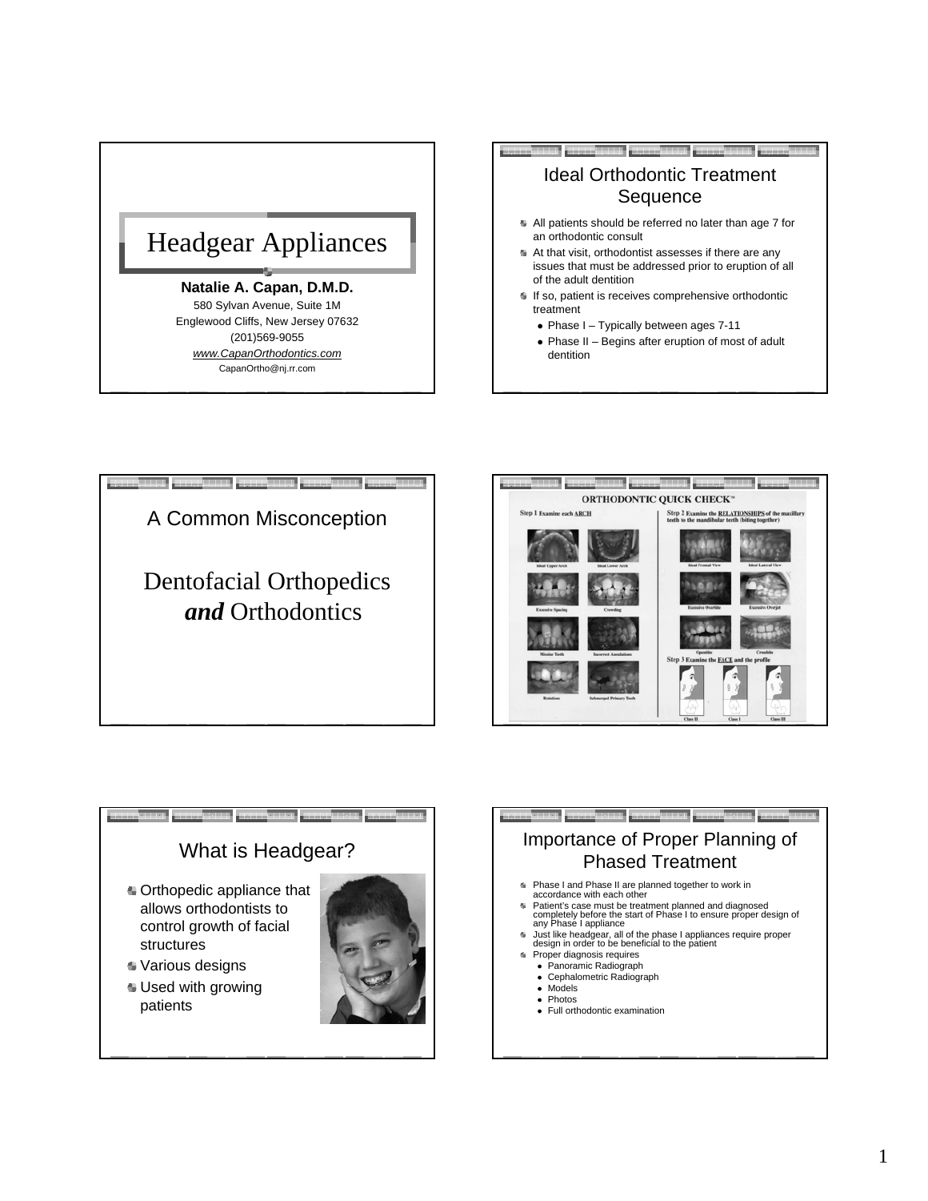# Headgear Appliances

**Natalie A. Capan, D.M.D.**
580 Sylvan Avenue, Suite 1M
Englewood Cliffs, New Jersey 07632
(201)569-9055
*www.CapanOrthodontics.com*
CapanOrtho@nj.rr.com

## Ideal Orthodontic Treatment Sequence

- All patients should be referred no later than age 7 for an orthodontic consult
- At that visit, orthodontist assesses if there are any issues that must be addressed prior to eruption of all of the adult dentition
- If so, patient is receives comprehensive orthodontic treatment
  - Phase I – Typically between ages 7-11
  - Phase II – Begins after eruption of most of adult dentition

## A Common Misconception

Dentofacial Orthopedics ***and*** Orthodontics

## ORTHODONTIC QUICK CHECK™

Step 1 Examine each ARCH

Ideal Upper Arch, Ideal Lower Arch, Excessive Spacing, Crowding, Missing Teeth, Incorrect Annulations, Rotations, Submerged Primary Teeth

Step 2 Examine the RELATIONSHIPS of the maxillary teeth to the mandibular teeth (biting together)

Ideal Frontal View, Ideal Lateral View, Excessive Overbite, Excessive Overjet, Openbite, Crossbite

Step 3 Examine the FACE and the profile

Class II, Class I, Class III

## What is Headgear?

- Orthopedic appliance that allows orthodontists to control growth of facial structures
- Various designs
- Used with growing patients

## Importance of Proper Planning of Phased Treatment

- Phase I and Phase II are planned together to work in accordance with each other
- Patient's case must be treatment planned and diagnosed completely before the start of Phase I to ensure proper design of any Phase I appliance
- Just like headgear, all of the phase I appliances require proper design in order to be beneficial to the patient
- Proper diagnosis requires
  - Panoramic Radiograph
  - Cephalometric Radiograph
  - Models
  - Photos
  - Full orthodontic examination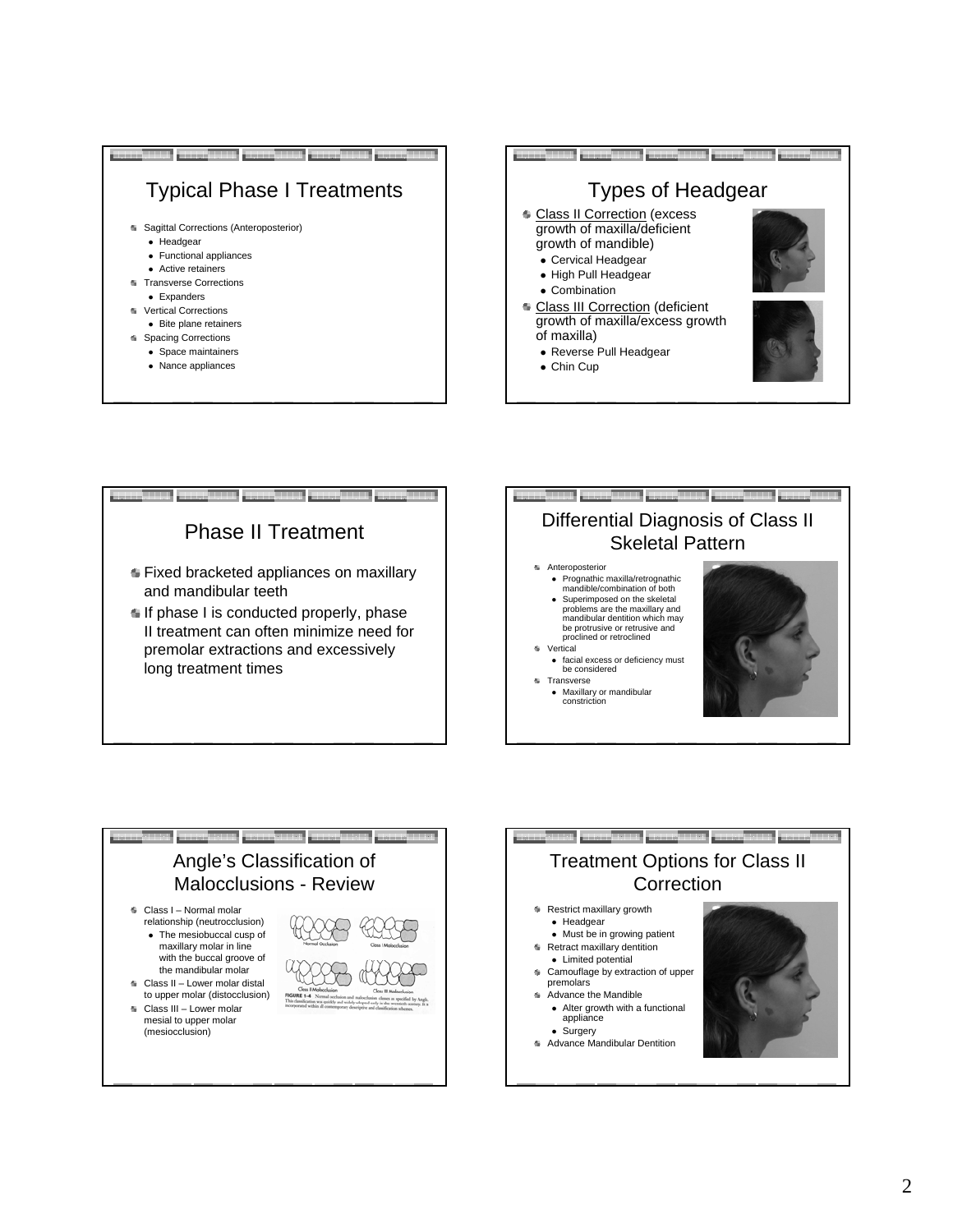## Typical Phase I Treatments

- Sagittal Corrections (Anteroposterior)
  - Headgear
  - Functional appliances
  - Active retainers
- Transverse Corrections
  - Expanders
- Vertical Corrections
  - Bite plane retainers
- Spacing Corrections
  - Space maintainers
  - Nance appliances

## Types of Headgear

- Class II Correction (excess growth of maxilla/deficient growth of mandible)
  - Cervical Headgear
  - High Pull Headgear
  - Combination
- Class III Correction (deficient growth of maxilla/excess growth of maxilla)
  - Reverse Pull Headgear
  - Chin Cup

## Phase II Treatment

- Fixed bracketed appliances on maxillary and mandibular teeth
- If phase I is conducted properly, phase II treatment can often minimize need for premolar extractions and excessively long treatment times

## Differential Diagnosis of Class II Skeletal Pattern

- Anteroposterior
  - Prognathic maxilla/retrognathic mandible/combination of both
  - Superimposed on the skeletal problems are the maxillary and mandibular dentition which may be protrusive or retrusive and proclined or retroclined
- Vertical
  - facial excess or deficiency must be considered
- Transverse
  - Maxillary or mandibular constriction

## Angle's Classification of Malocclusions - Review

- Class I – Normal molar relationship (neutrocclusion)
  - The mesiobuccal cusp of maxillary molar in line with the buccal groove of the mandibular molar
- Class II – Lower molar distal to upper molar (distocclusion)
- Class III – Lower molar mesial to upper molar (mesiocclusion)

Normal Occlusion — Class I Malocclusion — Class II Malocclusion — Class III Malocclusion

FIGURE 1-4 Normal occlusion and malocclusion classes as specified by Angle. This classification was quickly and widely adopted early in the twentieth century. It is incorporated within all contemporary descriptive and classification schemes.

## Treatment Options for Class II Correction

- Restrict maxillary growth
  - Headgear
  - Must be in growing patient
- Retract maxillary dentition
  - Limited potential
- Camouflage by extraction of upper premolars
- Advance the Mandible
  - Alter growth with a functional appliance
  - Surgery
- Advance Mandibular Dentition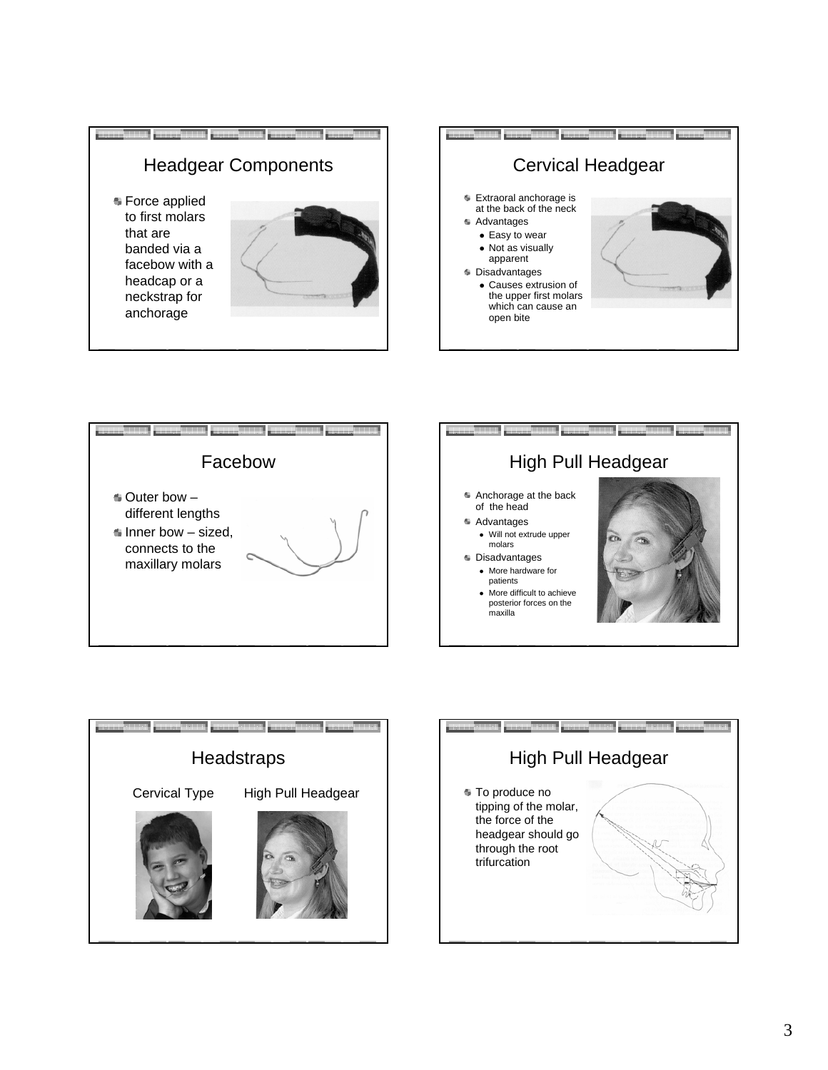## Headgear Components

- Force applied to first molars that are banded via a facebow with a headcap or a neckstrap for anchorage

## Cervical Headgear

- Extraoral anchorage is at the back of the neck
- Advantages
  - Easy to wear
  - Not as visually apparent
- Disadvantages
  - Causes extrusion of the upper first molars which can cause an open bite

## Facebow

- Outer bow – different lengths
- Inner bow – sized, connects to the maxillary molars

## High Pull Headgear

- Anchorage at the back of the head
- Advantages
  - Will not extrude upper molars
- Disadvantages
  - More hardware for patients
  - More difficult to achieve posterior forces on the maxilla

## Headstraps

Cervical Type

High Pull Headgear

## High Pull Headgear

- To produce no tipping of the molar, the force of the headgear should go through the root trifurcation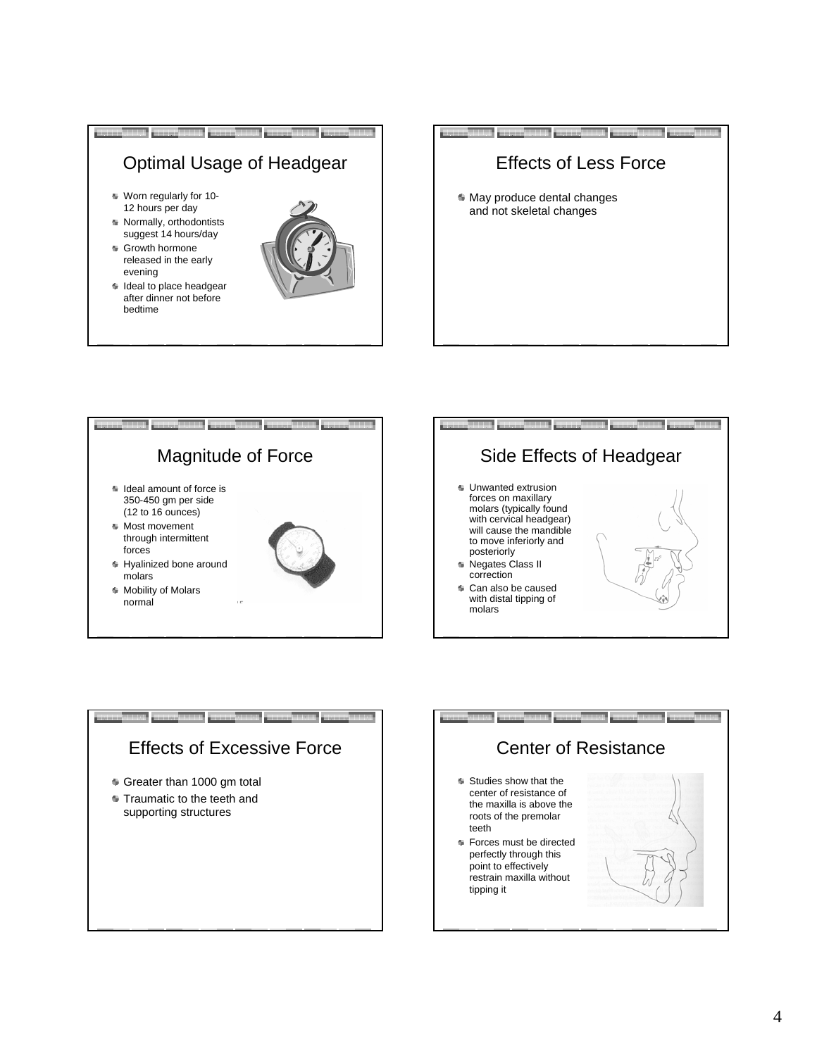## Optimal Usage of Headgear

- Worn regularly for 10-12 hours per day
- Normally, orthodontists suggest 14 hours/day
- Growth hormone released in the early evening
- Ideal to place headgear after dinner not before bedtime

## Effects of Less Force

- May produce dental changes and not skeletal changes

## Magnitude of Force

- Ideal amount of force is 350-450 gm per side (12 to 16 ounces)
- Most movement through intermittent forces
- Hyalinized bone around molars
- Mobility of Molars normal

## Side Effects of Headgear

- Unwanted extrusion forces on maxillary molars (typically found with cervical headgear) will cause the mandible to move inferiorly and posteriorly
- Negates Class II correction
- Can also be caused with distal tipping of molars

## Effects of Excessive Force

- Greater than 1000 gm total
- Traumatic to the teeth and supporting structures

## Center of Resistance

- Studies show that the center of resistance of the maxilla is above the roots of the premolar teeth
- Forces must be directed perfectly through this point to effectively restrain maxilla without tipping it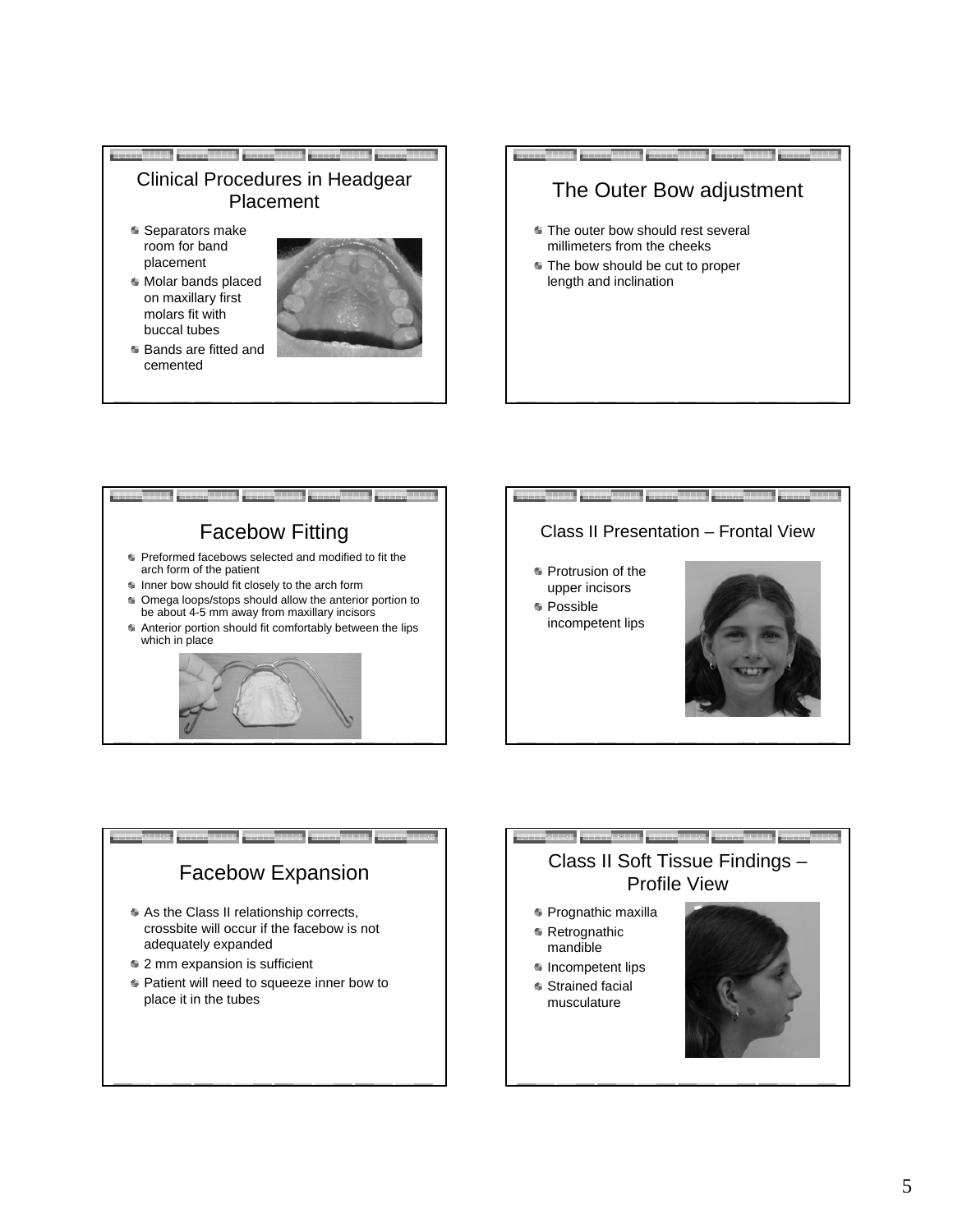## Clinical Procedures in Headgear Placement

- Separators make room for band placement
- Molar bands placed on maxillary first molars fit with buccal tubes
- Bands are fitted and cemented

## The Outer Bow adjustment

- The outer bow should rest several millimeters from the cheeks
- The bow should be cut to proper length and inclination

## Facebow Fitting

- Preformed facebows selected and modified to fit the arch form of the patient
- Inner bow should fit closely to the arch form
- Omega loops/stops should allow the anterior portion to be about 4-5 mm away from maxillary incisors
- Anterior portion should fit comfortably between the lips which in place

## Class II Presentation – Frontal View

- Protrusion of the upper incisors
- Possible incompetent lips

## Facebow Expansion

- As the Class II relationship corrects, crossbite will occur if the facebow is not adequately expanded
- 2 mm expansion is sufficient
- Patient will need to squeeze inner bow to place it in the tubes

## Class II Soft Tissue Findings – Profile View

- Prognathic maxilla
- Retrognathic mandible
- Incompetent lips
- Strained facial musculature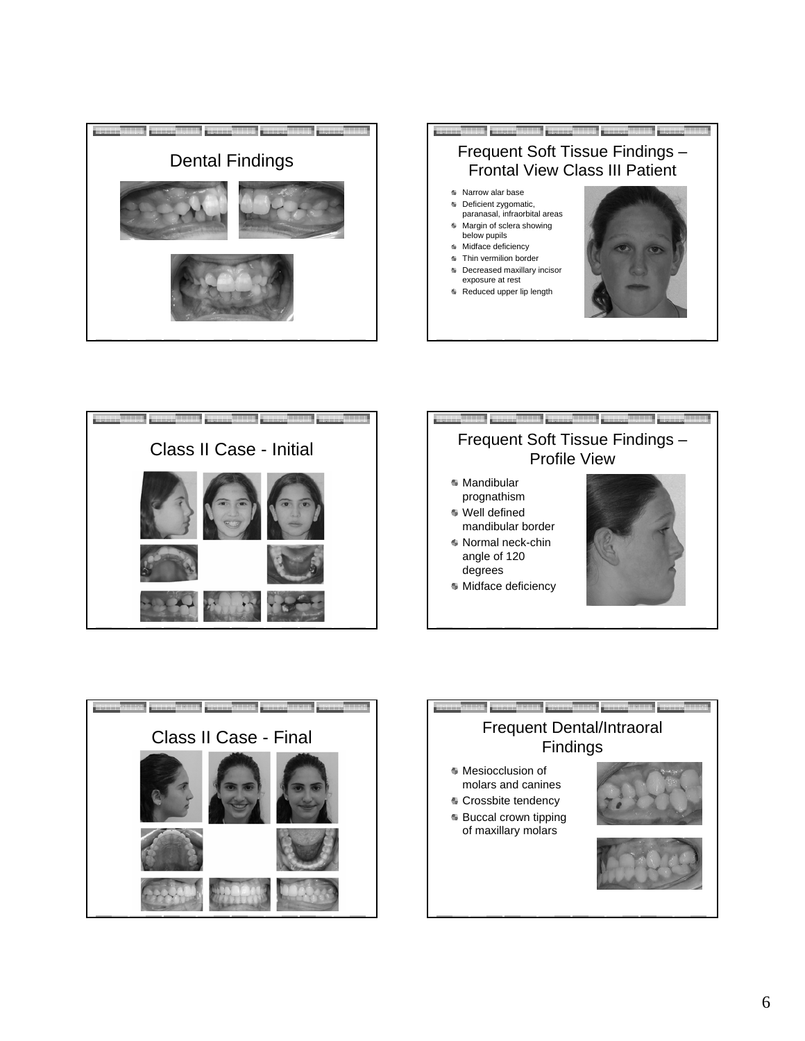## Dental Findings

## Frequent Soft Tissue Findings – Frontal View Class III Patient

- Narrow alar base
- Deficient zygomatic, paranasal, infraorbital areas
- Margin of sclera showing below pupils
- Midface deficiency
- Thin vermilion border
- Decreased maxillary incisor exposure at rest
- Reduced upper lip length

## Class II Case - Initial

## Frequent Soft Tissue Findings – Profile View

- Mandibular prognathism
- Well defined mandibular border
- Normal neck-chin angle of 120 degrees
- Midface deficiency

## Class II Case - Final

## Frequent Dental/Intraoral Findings

- Mesiocclusion of molars and canines
- Crossbite tendency
- Buccal crown tipping of maxillary molars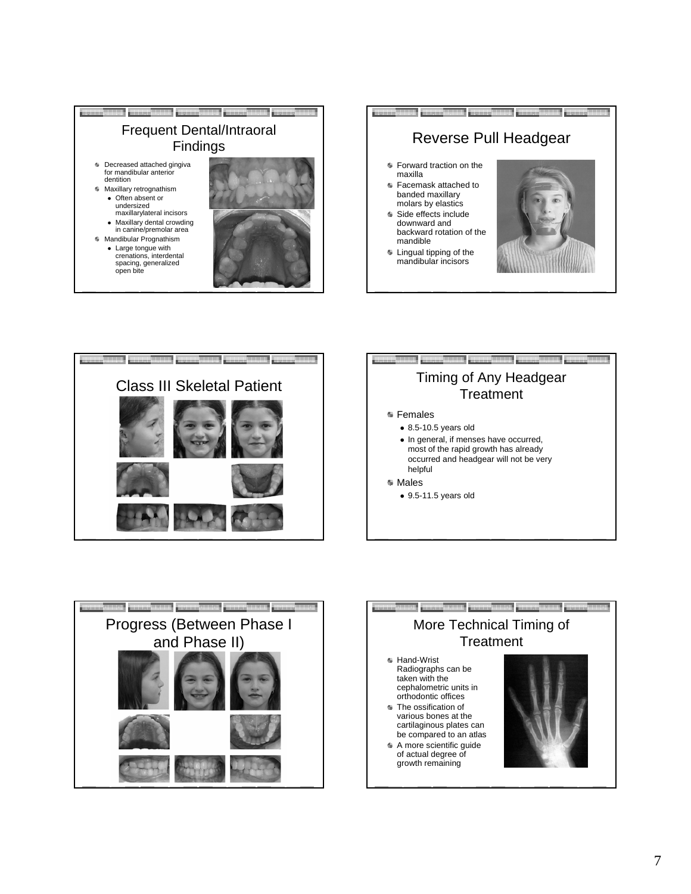## Frequent Dental/Intraoral Findings

- Decreased attached gingiva for mandibular anterior dentition
- Maxillary retrognathism
  - Often absent or undersized maxillarylateral incisors
  - Maxillary dental crowding in canine/premolar area
- Mandibular Prognathism
  - Large tongue with crenations, interdental spacing, generalized open bite

## Reverse Pull Headgear

- Forward traction on the maxilla
- Facemask attached to banded maxillary molars by elastics
- Side effects include downward and backward rotation of the mandible
- Lingual tipping of the mandibular incisors

## Class III Skeletal Patient

## Timing of Any Headgear Treatment

- Females
  - 8.5-10.5 years old
  - In general, if menses have occurred, most of the rapid growth has already occurred and headgear will not be very helpful
- Males
  - 9.5-11.5 years old

## Progress (Between Phase I and Phase II)

## More Technical Timing of Treatment

- Hand-Wrist Radiographs can be taken with the cephalometric units in orthodontic offices
- The ossification of various bones at the cartilaginous plates can be compared to an atlas
- A more scientific guide of actual degree of growth remaining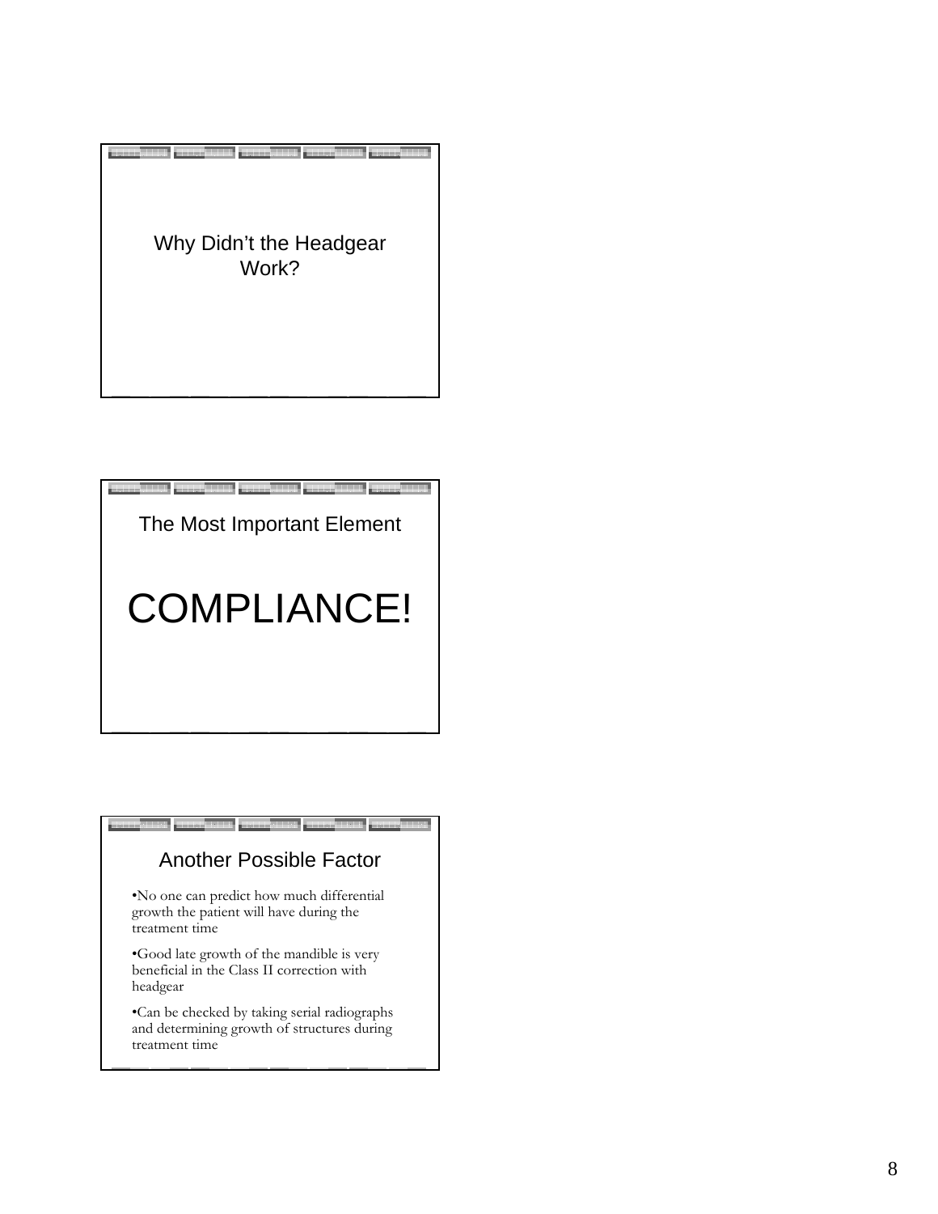## Why Didn't the Headgear Work?

## The Most Important Element

# COMPLIANCE!

## Another Possible Factor

- No one can predict how much differential growth the patient will have during the treatment time
- Good late growth of the mandible is very beneficial in the Class II correction with headgear
- Can be checked by taking serial radiographs and determining growth of structures during treatment time